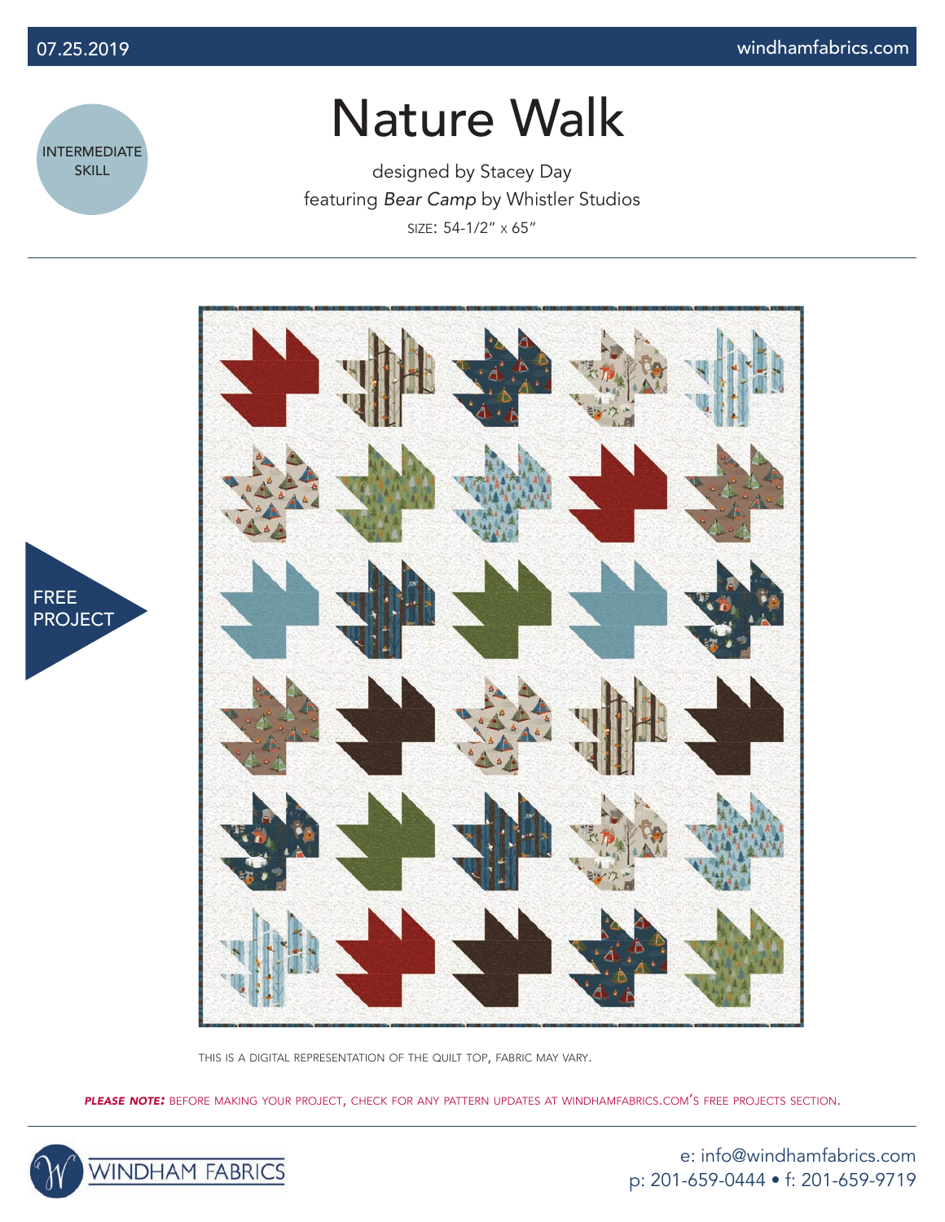INTERMEDIATE SKILL

# Nature Walk

designed by Stacey Day

featuring *Bear Camp* by Whistler Studios

SIZE: 54-1/2" x 65"

FREE PROJECT

THIS IS A DIGITAL REPRESENTATION OF THE QUILT TOP, FABRIC MAY VARY.

***PLEASE NOTE:*** BEFORE MAKING YOUR PROJECT, CHECK FOR ANY PATTERN UPDATES AT WINDHAMFABRICS.COM'S FREE PROJECTS SECTION.

WINDHAM FABRICS

e: info@windhamfabrics.com
p: 201-659-0444 • f: 201-659-9719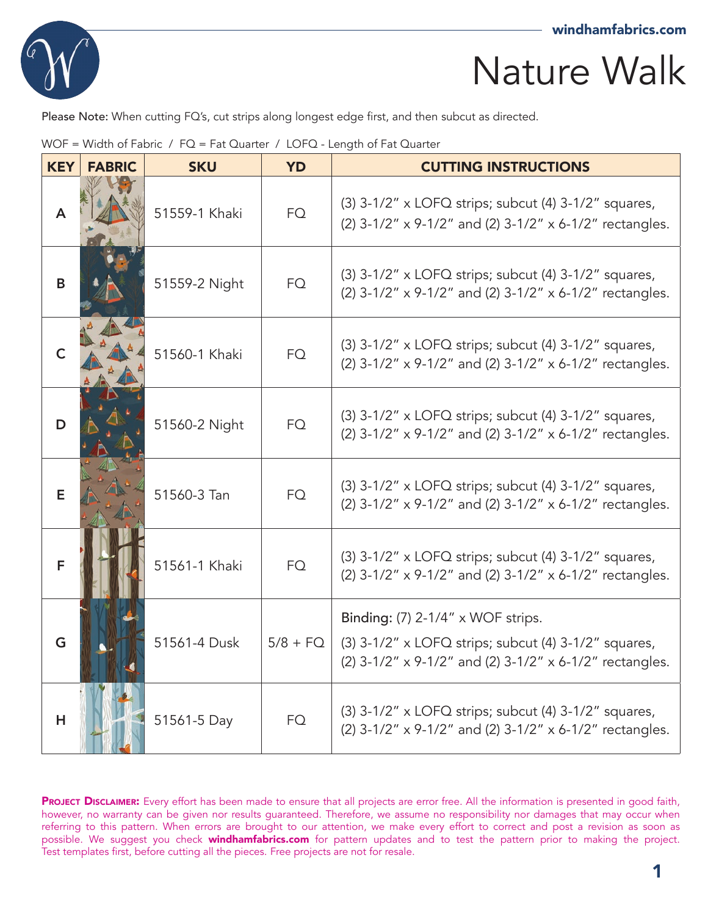# Nature Walk

Please Note: When cutting FQ's, cut strips along longest edge first, and then subcut as directed.

WOF = Width of Fabric / FQ = Fat Quarter / LOFQ - Length of Fat Quarter

| KEY | FABRIC | SKU | YD | CUTTING INSTRUCTIONS |
|---|---|---|---|---|
| A | | 51559-1 Khaki | FQ | (3) 3-1/2" x LOFQ strips; subcut (4) 3-1/2" squares, (2) 3-1/2" x 9-1/2" and (2) 3-1/2" x 6-1/2" rectangles. |
| B | | 51559-2 Night | FQ | (3) 3-1/2" x LOFQ strips; subcut (4) 3-1/2" squares, (2) 3-1/2" x 9-1/2" and (2) 3-1/2" x 6-1/2" rectangles. |
| C | | 51560-1 Khaki | FQ | (3) 3-1/2" x LOFQ strips; subcut (4) 3-1/2" squares, (2) 3-1/2" x 9-1/2" and (2) 3-1/2" x 6-1/2" rectangles. |
| D | | 51560-2 Night | FQ | (3) 3-1/2" x LOFQ strips; subcut (4) 3-1/2" squares, (2) 3-1/2" x 9-1/2" and (2) 3-1/2" x 6-1/2" rectangles. |
| E | | 51560-3 Tan | FQ | (3) 3-1/2" x LOFQ strips; subcut (4) 3-1/2" squares, (2) 3-1/2" x 9-1/2" and (2) 3-1/2" x 6-1/2" rectangles. |
| F | | 51561-1 Khaki | FQ | (3) 3-1/2" x LOFQ strips; subcut (4) 3-1/2" squares, (2) 3-1/2" x 9-1/2" and (2) 3-1/2" x 6-1/2" rectangles. |
| G | | 51561-4 Dusk | 5/8 + FQ | Binding: (7) 2-1/4" x WOF strips. (3) 3-1/2" x LOFQ strips; subcut (4) 3-1/2" squares, (2) 3-1/2" x 9-1/2" and (2) 3-1/2" x 6-1/2" rectangles. |
| H | | 51561-5 Day | FQ | (3) 3-1/2" x LOFQ strips; subcut (4) 3-1/2" squares, (2) 3-1/2" x 9-1/2" and (2) 3-1/2" x 6-1/2" rectangles. |

**Project Disclaimer:** Every effort has been made to ensure that all projects are error free. All the information is presented in good faith, however, no warranty can be given nor results guaranteed. Therefore, we assume no responsibility nor damages that may occur when referring to this pattern. When errors are brought to our attention, we make every effort to correct and post a revision as soon as possible. We suggest you check **windhamfabrics.com** for pattern updates and to test the pattern prior to making the project. Test templates first, before cutting all the pieces. Free projects are not for resale.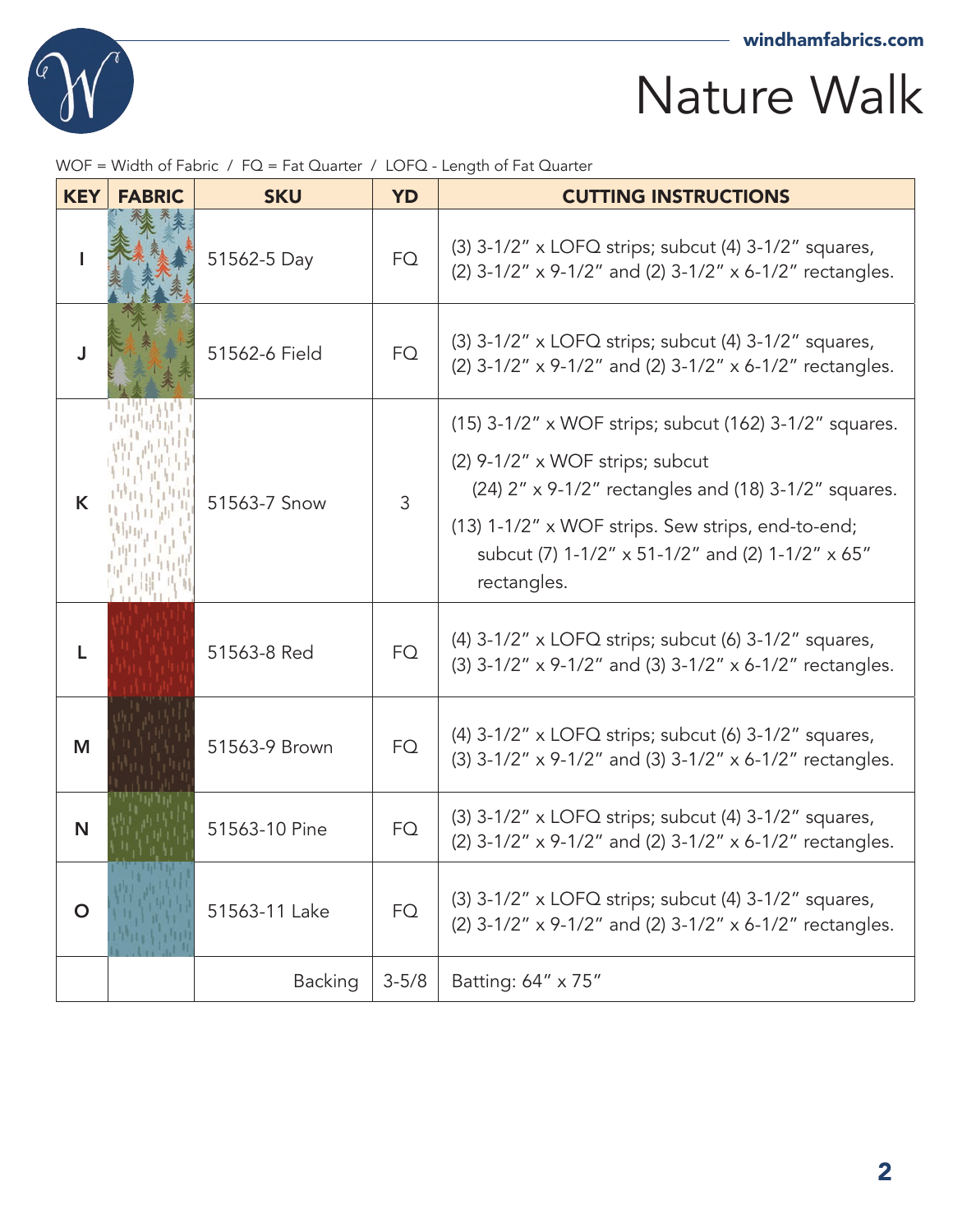# Nature Walk

WOF = Width of Fabric / FQ = Fat Quarter / LOFQ - Length of Fat Quarter

| KEY | FABRIC | SKU | YD | CUTTING INSTRUCTIONS |
|---|---|---|---|---|
| I | | 51562-5 Day | FQ | (3) 3-1/2" x LOFQ strips; subcut (4) 3-1/2" squares, (2) 3-1/2" x 9-1/2" and (2) 3-1/2" x 6-1/2" rectangles. |
| J | | 51562-6 Field | FQ | (3) 3-1/2" x LOFQ strips; subcut (4) 3-1/2" squares, (2) 3-1/2" x 9-1/2" and (2) 3-1/2" x 6-1/2" rectangles. |
| K | | 51563-7 Snow | 3 | (15) 3-1/2" x WOF strips; subcut (162) 3-1/2" squares. (2) 9-1/2" x WOF strips; subcut (24) 2" x 9-1/2" rectangles and (18) 3-1/2" squares. (13) 1-1/2" x WOF strips. Sew strips, end-to-end; subcut (7) 1-1/2" x 51-1/2" and (2) 1-1/2" x 65" rectangles. |
| L | | 51563-8 Red | FQ | (4) 3-1/2" x LOFQ strips; subcut (6) 3-1/2" squares, (3) 3-1/2" x 9-1/2" and (3) 3-1/2" x 6-1/2" rectangles. |
| M | | 51563-9 Brown | FQ | (4) 3-1/2" x LOFQ strips; subcut (6) 3-1/2" squares, (3) 3-1/2" x 9-1/2" and (3) 3-1/2" x 6-1/2" rectangles. |
| N | | 51563-10 Pine | FQ | (3) 3-1/2" x LOFQ strips; subcut (4) 3-1/2" squares, (2) 3-1/2" x 9-1/2" and (2) 3-1/2" x 6-1/2" rectangles. |
| O | | 51563-11 Lake | FQ | (3) 3-1/2" x LOFQ strips; subcut (4) 3-1/2" squares, (2) 3-1/2" x 9-1/2" and (2) 3-1/2" x 6-1/2" rectangles. |
| | | Backing | 3-5/8 | Batting: 64" x 75" |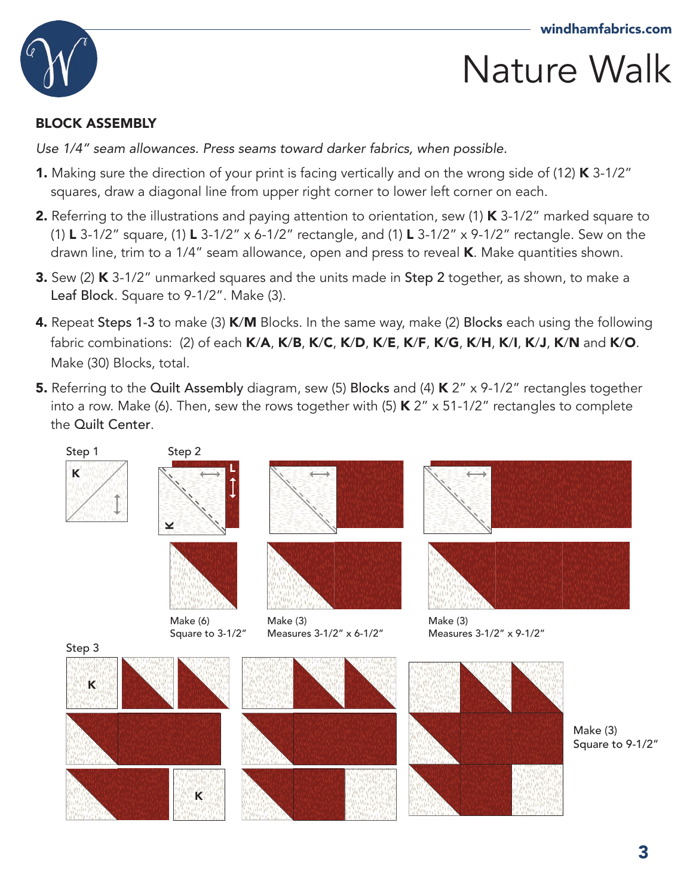# Nature Walk

## BLOCK ASSEMBLY

*Use 1/4" seam allowances. Press seams toward darker fabrics, when possible.*

1. Making sure the direction of your print is facing vertically and on the wrong side of (12) **K** 3-1/2" squares, draw a diagonal line from upper right corner to lower left corner on each.

2. Referring to the illustrations and paying attention to orientation, sew (1) **K** 3-1/2" marked square to (1) **L** 3-1/2" square, (1) **L** 3-1/2" x 6-1/2" rectangle, and (1) **L** 3-1/2" x 9-1/2" rectangle. Sew on the drawn line, trim to a 1/4" seam allowance, open and press to reveal **K**. Make quantities shown.

3. Sew (2) **K** 3-1/2" unmarked squares and the units made in Step 2 together, as shown, to make a Leaf Block. Square to 9-1/2". Make (3).

4. Repeat Steps 1-3 to make (3) **K**/**M** Blocks. In the same way, make (2) Blocks each using the following fabric combinations: (2) of each **K**/**A**, **K**/**B**, **K**/**C**, **K**/**D**, **K**/**E**, **K**/**F**, **K**/**G**, **K**/**H**, **K**/**I**, **K**/**J**, **K**/**N** and **K**/**O**. Make (30) Blocks, total.

5. Referring to the Quilt Assembly diagram, sew (5) Blocks and (4) **K** 2" x 9-1/2" rectangles together into a row. Make (6). Then, sew the rows together with (5) **K** 2" x 51-1/2" rectangles to complete the Quilt Center.

Step 1

K

Step 2

L

K

Make (6)
Square to 3-1/2"

Make (3)
Measures 3-1/2" x 6-1/2"

Make (3)
Measures 3-1/2" x 9-1/2"

Step 3

K

K

Make (3)
Square to 9-1/2"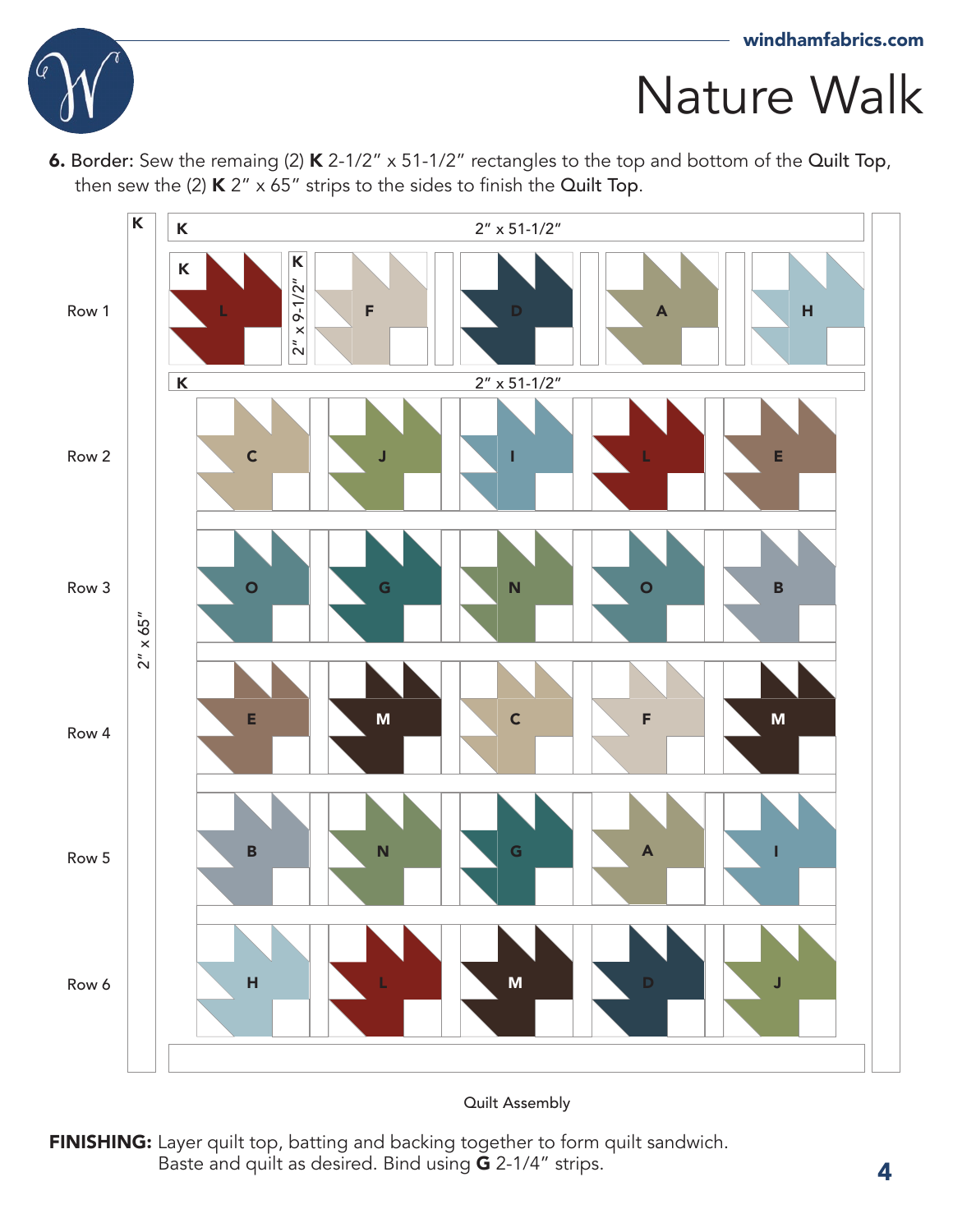**6. Border:** Sew the remaing (2) **K** 2-1/2" x 51-1/2" rectangles to the top and bottom of the Quilt Top, then sew the (2) **K** 2" x 65" strips to the sides to finish the Quilt Top.

K

K 2" x 51-1/2"

Row 1

K L

K 2" x 9-1/2"

F D A H

K 2" x 51-1/2"

Row 2

C J I L E

Row 3

O G N O B

Row 4

E M C F M

Row 5

B N G A I

Row 6

H L M D J

2" x 65"

Quilt Assembly

**FINISHING:** Layer quilt top, batting and backing together to form quilt sandwich. Baste and quilt as desired. Bind using **G** 2-1/4" strips.